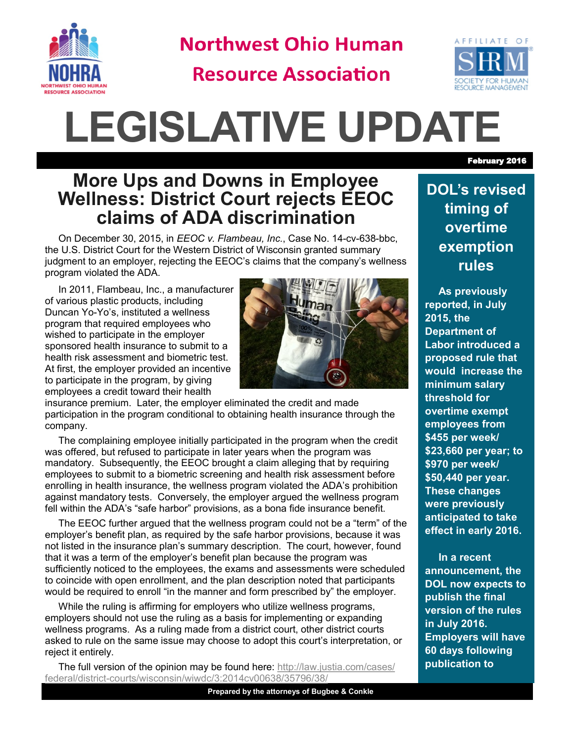# Northwest Ohio Human Resource Association

# LEGISLATIVE UPDATE

**February 2016**

## More Ups and Downs in Employee Wellness: District Court rejects EEOC claims of ADA discrimination

On December 30, 2015, in *EEOC v. Flambeau, Inc.*, Case No. 14-cv-638-bbc, the U.S. District Court for the Western District of Wisconsin granted summary judgment to an employer, rejecting the EEOC's claims that the company's wellness program violated the ADA.

In 2011, Flambeau, Inc., a manufacturer of various plastic products, including Duncan Yo-Yo's, instituted a wellness program that required employees who wished to participate in the employer sponsored health insurance to submit to a health risk assessment and biometric test. At first, the employer provided an incentive to participate in the program, by giving employees a credit toward their health insurance premium. Later, the employer eliminated the credit and made participation in the program conditional to obtaining health insurance through the company.

The complaining employee initially participated in the program when the credit was offered, but refused to participate in later years when the program was mandatory. Subsequently, the EEOC brought a claim alleging that by requiring employees to submit to a biometric screening and health risk assessment before enrolling in health insurance, the wellness program violated the ADA's prohibition against mandatory tests. Conversely, the employer argued the wellness program fell within the ADA's "safe harbor" provisions, as a bona fide insurance benefit.

The EEOC further argued that the wellness program could not be a "term" of the employer's benefit plan, as required by the safe harbor provisions, because it was not listed in the insurance plan's summary description. The court, however, found that it was a term of the employer's benefit plan because the program was sufficiently noticed to the employees, the exams and assessments were scheduled to coincide with open enrollment, and the plan description noted that participants would be required to enroll "in the manner and form prescribed by" the employer.

While the ruling is affirming for employers who utilize wellness programs, employers should not use the ruling as a basis for implementing or expanding wellness programs. As a ruling made from a district court, other district courts asked to rule on the same issue may choose to adopt this court's interpretation, or reject it entirely.

The full version of the opinion may be found here: http://law.justia.com/cases/federal/district-courts/wisconsin/wiwdc/3:2014cv00638/35796/38/

## DOL's revised timing of overtime exemption rules

**As previously reported, in July 2015, the Department of Labor introduced a proposed rule that would increase the minimum salary threshold for overtime exempt employees from $455 per week/ $23,660 per year; to $970 per week/ $50,440 per year. These changes were previously anticipated to take effect in early 2016.**

**In a recent announcement, the DOL now expects to publish the final version of the rules in July 2016. Employers will have 60 days following publication to**

Prepared by the attorneys of Bugbee & Conkle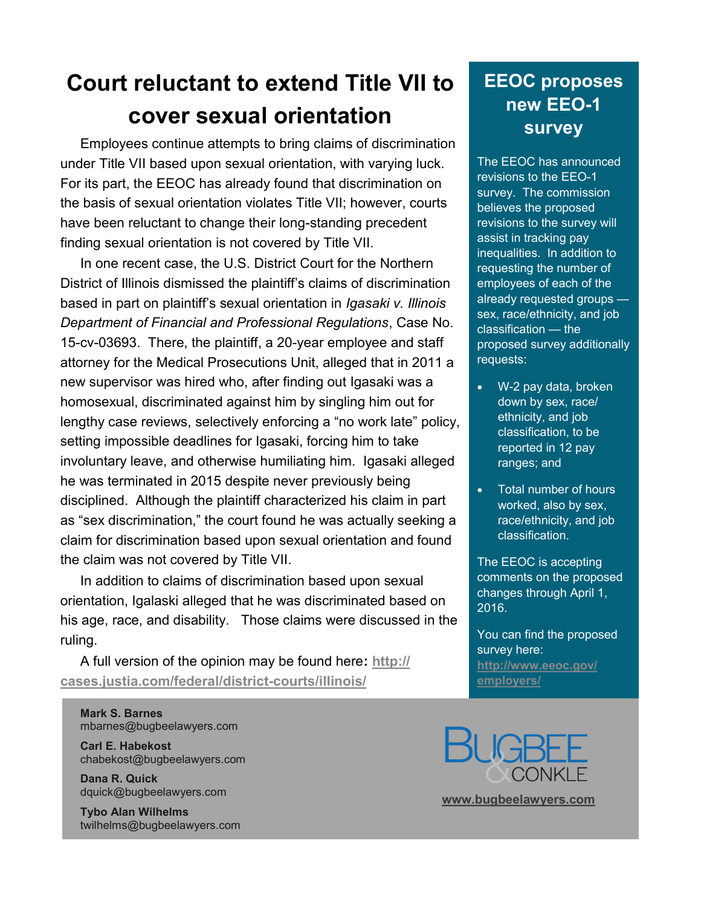# Court reluctant to extend Title VII to cover sexual orientation

Employees continue attempts to bring claims of discrimination under Title VII based upon sexual orientation, with varying luck. For its part, the EEOC has already found that discrimination on the basis of sexual orientation violates Title VII; however, courts have been reluctant to change their long-standing precedent finding sexual orientation is not covered by Title VII.

In one recent case, the U.S. District Court for the Northern District of Illinois dismissed the plaintiff's claims of discrimination based in part on plaintiff's sexual orientation in *Igasaki v. Illinois Department of Financial and Professional Regulations*, Case No. 15-cv-03693. There, the plaintiff, a 20-year employee and staff attorney for the Medical Prosecutions Unit, alleged that in 2011 a new supervisor was hired who, after finding out Igasaki was a homosexual, discriminated against him by singling him out for lengthy case reviews, selectively enforcing a "no work late" policy, setting impossible deadlines for Igasaki, forcing him to take involuntary leave, and otherwise humiliating him. Igasaki alleged he was terminated in 2015 despite never previously being disciplined. Although the plaintiff characterized his claim in part as "sex discrimination," the court found he was actually seeking a claim for discrimination based upon sexual orientation and found the claim was not covered by Title VII.

In addition to claims of discrimination based upon sexual orientation, Igalaski alleged that he was discriminated based on his age, race, and disability. Those claims were discussed in the ruling.

A full version of the opinion may be found here**:** http://cases.justia.com/federal/district-courts/illinois/

## EEOC proposes new EEO-1 survey

The EEOC has announced revisions to the EEO-1 survey. The commission believes the proposed revisions to the survey will assist in tracking pay inequalities. In addition to requesting the number of employees of each of the already requested groups — sex, race/ethnicity, and job classification — the proposed survey additionally requests:

- W-2 pay data, broken down by sex, race/ethnicity, and job classification, to be reported in 12 pay ranges; and
- Total number of hours worked, also by sex, race/ethnicity, and job classification.

The EEOC is accepting comments on the proposed changes through April 1, 2016.

You can find the proposed survey here: http://www.eeoc.gov/employers/

**Mark S. Barnes**
mbarnes@bugbeelawyers.com

**Carl E. Habekost**
chabekost@bugbeelawyers.com

**Dana R. Quick**
dquick@bugbeelawyers.com

**Tybo Alan Wilhelms**
twilhelms@bugbeelawyers.com

BUGBEE & CONKLE

www.bugbeelawyers.com